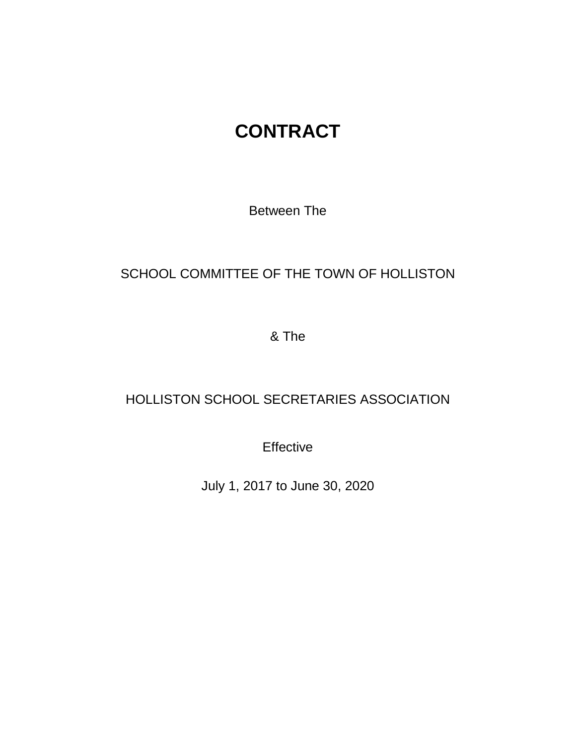# CONTRACT

Between The

SCHOOL COMMITTEE OF THE TOWN OF HOLLISTON

& The

HOLLISTON SCHOOL SECRETARIES ASSOCIATION

Effective

July 1, 2017 to June 30, 2020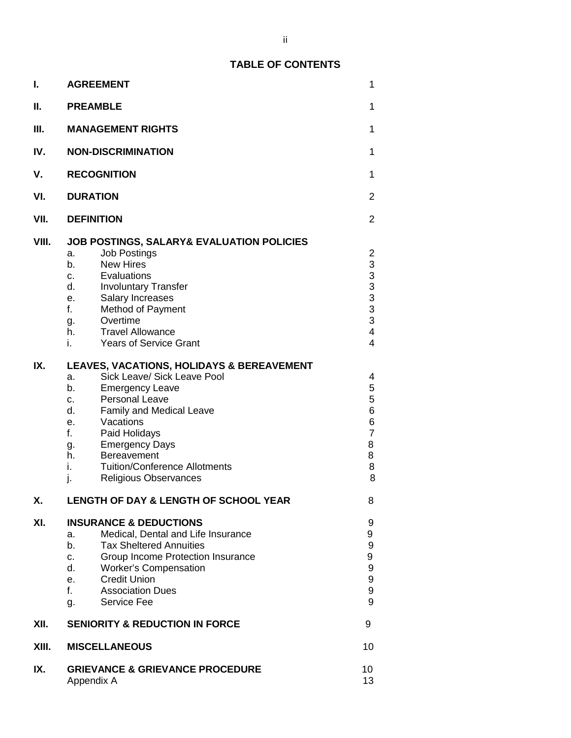## TABLE OF CONTENTS

| | | |
|---|---|---|
| **I.** | **AGREEMENT** | 1 |
| **II.** | **PREAMBLE** | 1 |
| **III.** | **MANAGEMENT RIGHTS** | 1 |
| **IV.** | **NON-DISCRIMINATION** | 1 |
| **V.** | **RECOGNITION** | 1 |
| **VI.** | **DURATION** | 2 |
| **VII.** | **DEFINITION** | 2 |
| **VIII.** | **JOB POSTINGS, SALARY& EVALUATION POLICIES** | |
| | a. Job Postings | 2 |
| | b. New Hires | 3 |
| | c. Evaluations | 3 |
| | d. Involuntary Transfer | 3 |
| | e. Salary Increases | 3 |
| | f. Method of Payment | 3 |
| | g. Overtime | 3 |
| | h. Travel Allowance | 4 |
| | i. Years of Service Grant | 4 |
| **IX.** | **LEAVES, VACATIONS, HOLIDAYS & BEREAVEMENT** | |
| | a. Sick Leave/ Sick Leave Pool | 4 |
| | b. Emergency Leave | 5 |
| | c. Personal Leave | 5 |
| | d. Family and Medical Leave | 6 |
| | e. Vacations | 6 |
| | f. Paid Holidays | 7 |
| | g. Emergency Days | 8 |
| | h. Bereavement | 8 |
| | i. Tuition/Conference Allotments | 8 |
| | j. Religious Observances | 8 |
| **X.** | **LENGTH OF DAY & LENGTH OF SCHOOL YEAR** | 8 |
| **XI.** | **INSURANCE & DEDUCTIONS** | 9 |
| | a. Medical, Dental and Life Insurance | 9 |
| | b. Tax Sheltered Annuities | 9 |
| | c. Group Income Protection Insurance | 9 |
| | d. Worker's Compensation | 9 |
| | e. Credit Union | 9 |
| | f. Association Dues | 9 |
| | g. Service Fee | 9 |
| **XII.** | **SENIORITY & REDUCTION IN FORCE** | 9 |
| **XIII.** | **MISCELLANEOUS** | 10 |
| **IX.** | **GRIEVANCE & GRIEVANCE PROCEDURE** | 10 |
| | Appendix A | 13 |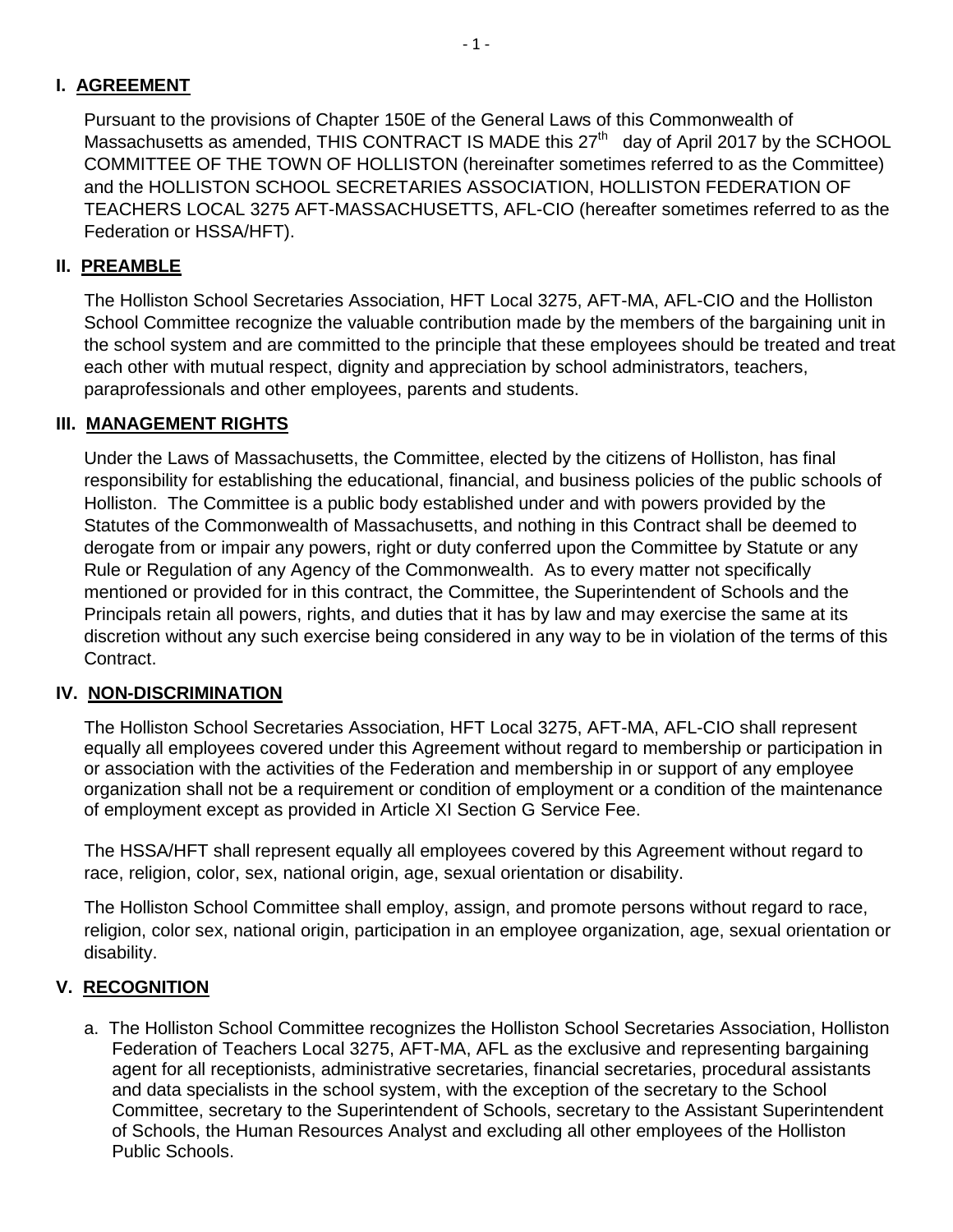## I. AGREEMENT

Pursuant to the provisions of Chapter 150E of the General Laws of this Commonwealth of Massachusetts as amended, THIS CONTRACT IS MADE this 27th day of April 2017 by the SCHOOL COMMITTEE OF THE TOWN OF HOLLISTON (hereinafter sometimes referred to as the Committee) and the HOLLISTON SCHOOL SECRETARIES ASSOCIATION, HOLLISTON FEDERATION OF TEACHERS LOCAL 3275 AFT-MASSACHUSETTS, AFL-CIO (hereafter sometimes referred to as the Federation or HSSA/HFT).

## II. PREAMBLE

The Holliston School Secretaries Association, HFT Local 3275, AFT-MA, AFL-CIO and the Holliston School Committee recognize the valuable contribution made by the members of the bargaining unit in the school system and are committed to the principle that these employees should be treated and treat each other with mutual respect, dignity and appreciation by school administrators, teachers, paraprofessionals and other employees, parents and students.

## III. MANAGEMENT RIGHTS

Under the Laws of Massachusetts, the Committee, elected by the citizens of Holliston, has final responsibility for establishing the educational, financial, and business policies of the public schools of Holliston. The Committee is a public body established under and with powers provided by the Statutes of the Commonwealth of Massachusetts, and nothing in this Contract shall be deemed to derogate from or impair any powers, right or duty conferred upon the Committee by Statute or any Rule or Regulation of any Agency of the Commonwealth. As to every matter not specifically mentioned or provided for in this contract, the Committee, the Superintendent of Schools and the Principals retain all powers, rights, and duties that it has by law and may exercise the same at its discretion without any such exercise being considered in any way to be in violation of the terms of this Contract.

## IV. NON-DISCRIMINATION

The Holliston School Secretaries Association, HFT Local 3275, AFT-MA, AFL-CIO shall represent equally all employees covered under this Agreement without regard to membership or participation in or association with the activities of the Federation and membership in or support of any employee organization shall not be a requirement or condition of employment or a condition of the maintenance of employment except as provided in Article XI Section G Service Fee.

The HSSA/HFT shall represent equally all employees covered by this Agreement without regard to race, religion, color, sex, national origin, age, sexual orientation or disability.

The Holliston School Committee shall employ, assign, and promote persons without regard to race, religion, color sex, national origin, participation in an employee organization, age, sexual orientation or disability.

## V. RECOGNITION

a. The Holliston School Committee recognizes the Holliston School Secretaries Association, Holliston Federation of Teachers Local 3275, AFT-MA, AFL as the exclusive and representing bargaining agent for all receptionists, administrative secretaries, financial secretaries, procedural assistants and data specialists in the school system, with the exception of the secretary to the School Committee, secretary to the Superintendent of Schools, secretary to the Assistant Superintendent of Schools, the Human Resources Analyst and excluding all other employees of the Holliston Public Schools.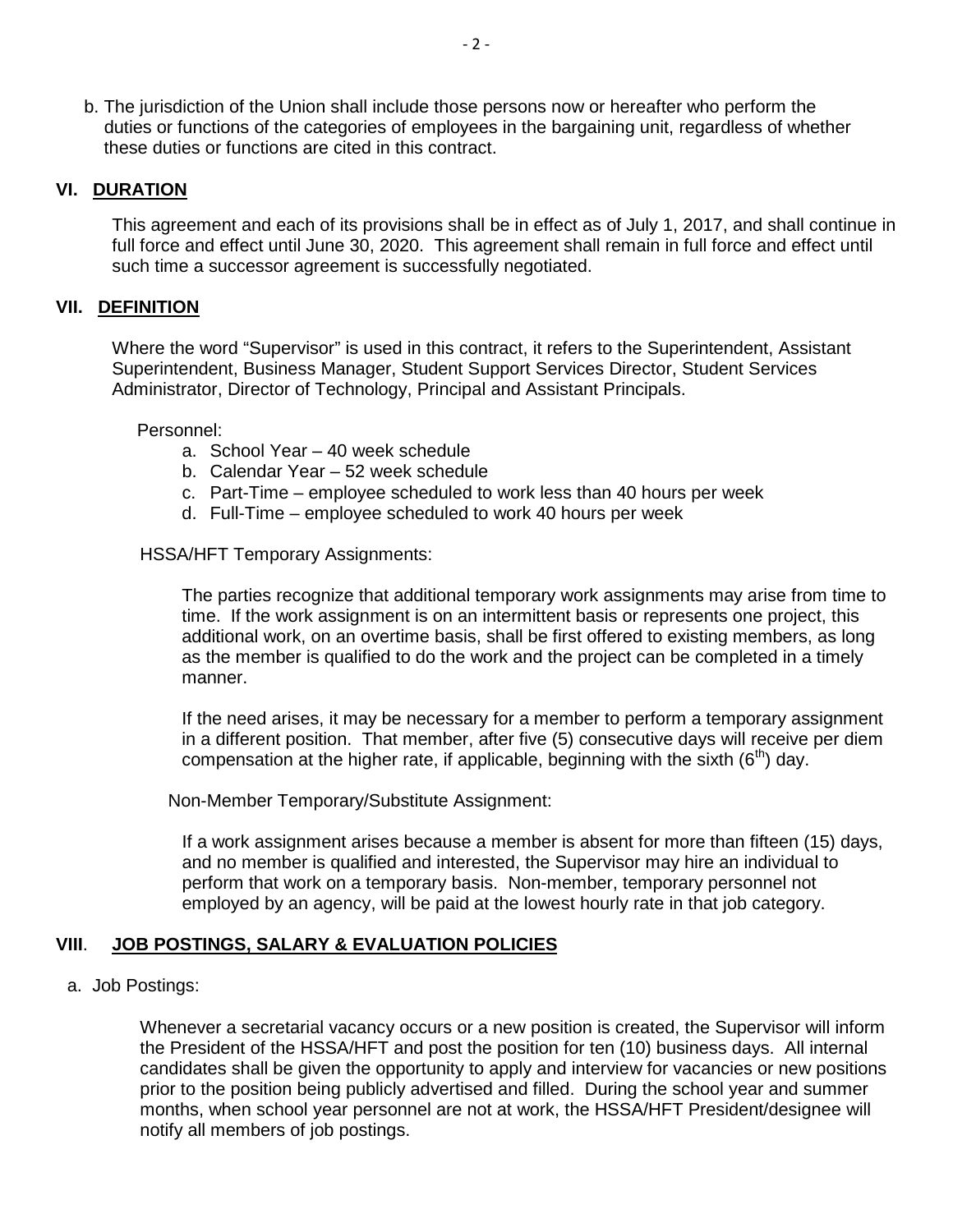b. The jurisdiction of the Union shall include those persons now or hereafter who perform the duties or functions of the categories of employees in the bargaining unit, regardless of whether these duties or functions are cited in this contract.

## VI. DURATION

This agreement and each of its provisions shall be in effect as of July 1, 2017, and shall continue in full force and effect until June 30, 2020. This agreement shall remain in full force and effect until such time a successor agreement is successfully negotiated.

## VII. DEFINITION

Where the word "Supervisor" is used in this contract, it refers to the Superintendent, Assistant Superintendent, Business Manager, Student Support Services Director, Student Services Administrator, Director of Technology, Principal and Assistant Principals.

Personnel:

a. School Year – 40 week schedule
b. Calendar Year – 52 week schedule
c. Part-Time – employee scheduled to work less than 40 hours per week
d. Full-Time – employee scheduled to work 40 hours per week

HSSA/HFT Temporary Assignments:

The parties recognize that additional temporary work assignments may arise from time to time. If the work assignment is on an intermittent basis or represents one project, this additional work, on an overtime basis, shall be first offered to existing members, as long as the member is qualified to do the work and the project can be completed in a timely manner.

If the need arises, it may be necessary for a member to perform a temporary assignment in a different position. That member, after five (5) consecutive days will receive per diem compensation at the higher rate, if applicable, beginning with the sixth (6th) day.

Non-Member Temporary/Substitute Assignment:

If a work assignment arises because a member is absent for more than fifteen (15) days, and no member is qualified and interested, the Supervisor may hire an individual to perform that work on a temporary basis. Non-member, temporary personnel not employed by an agency, will be paid at the lowest hourly rate in that job category.

## VIII. JOB POSTINGS, SALARY & EVALUATION POLICIES

a. Job Postings:

Whenever a secretarial vacancy occurs or a new position is created, the Supervisor will inform the President of the HSSA/HFT and post the position for ten (10) business days. All internal candidates shall be given the opportunity to apply and interview for vacancies or new positions prior to the position being publicly advertised and filled. During the school year and summer months, when school year personnel are not at work, the HSSA/HFT President/designee will notify all members of job postings.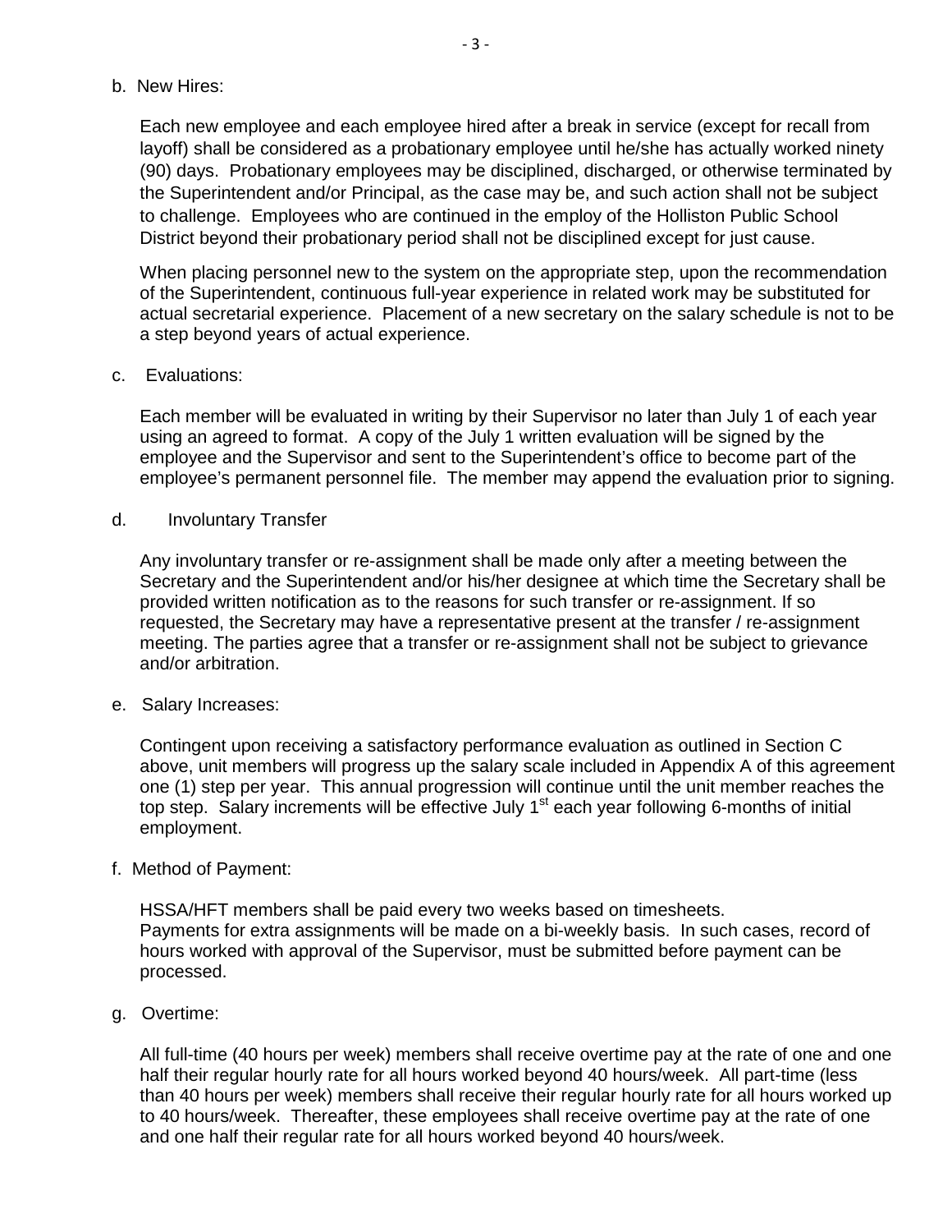b. New Hires:

Each new employee and each employee hired after a break in service (except for recall from layoff) shall be considered as a probationary employee until he/she has actually worked ninety (90) days. Probationary employees may be disciplined, discharged, or otherwise terminated by the Superintendent and/or Principal, as the case may be, and such action shall not be subject to challenge. Employees who are continued in the employ of the Holliston Public School District beyond their probationary period shall not be disciplined except for just cause.

When placing personnel new to the system on the appropriate step, upon the recommendation of the Superintendent, continuous full-year experience in related work may be substituted for actual secretarial experience. Placement of a new secretary on the salary schedule is not to be a step beyond years of actual experience.

c. Evaluations:

Each member will be evaluated in writing by their Supervisor no later than July 1 of each year using an agreed to format. A copy of the July 1 written evaluation will be signed by the employee and the Supervisor and sent to the Superintendent's office to become part of the employee's permanent personnel file. The member may append the evaluation prior to signing.

d. Involuntary Transfer

Any involuntary transfer or re-assignment shall be made only after a meeting between the Secretary and the Superintendent and/or his/her designee at which time the Secretary shall be provided written notification as to the reasons for such transfer or re-assignment. If so requested, the Secretary may have a representative present at the transfer / re-assignment meeting. The parties agree that a transfer or re-assignment shall not be subject to grievance and/or arbitration.

e. Salary Increases:

Contingent upon receiving a satisfactory performance evaluation as outlined in Section C above, unit members will progress up the salary scale included in Appendix A of this agreement one (1) step per year. This annual progression will continue until the unit member reaches the top step. Salary increments will be effective July 1st each year following 6-months of initial employment.

f. Method of Payment:

HSSA/HFT members shall be paid every two weeks based on timesheets.
Payments for extra assignments will be made on a bi-weekly basis. In such cases, record of hours worked with approval of the Supervisor, must be submitted before payment can be processed.

g. Overtime:

All full-time (40 hours per week) members shall receive overtime pay at the rate of one and one half their regular hourly rate for all hours worked beyond 40 hours/week. All part-time (less than 40 hours per week) members shall receive their regular hourly rate for all hours worked up to 40 hours/week. Thereafter, these employees shall receive overtime pay at the rate of one and one half their regular rate for all hours worked beyond 40 hours/week.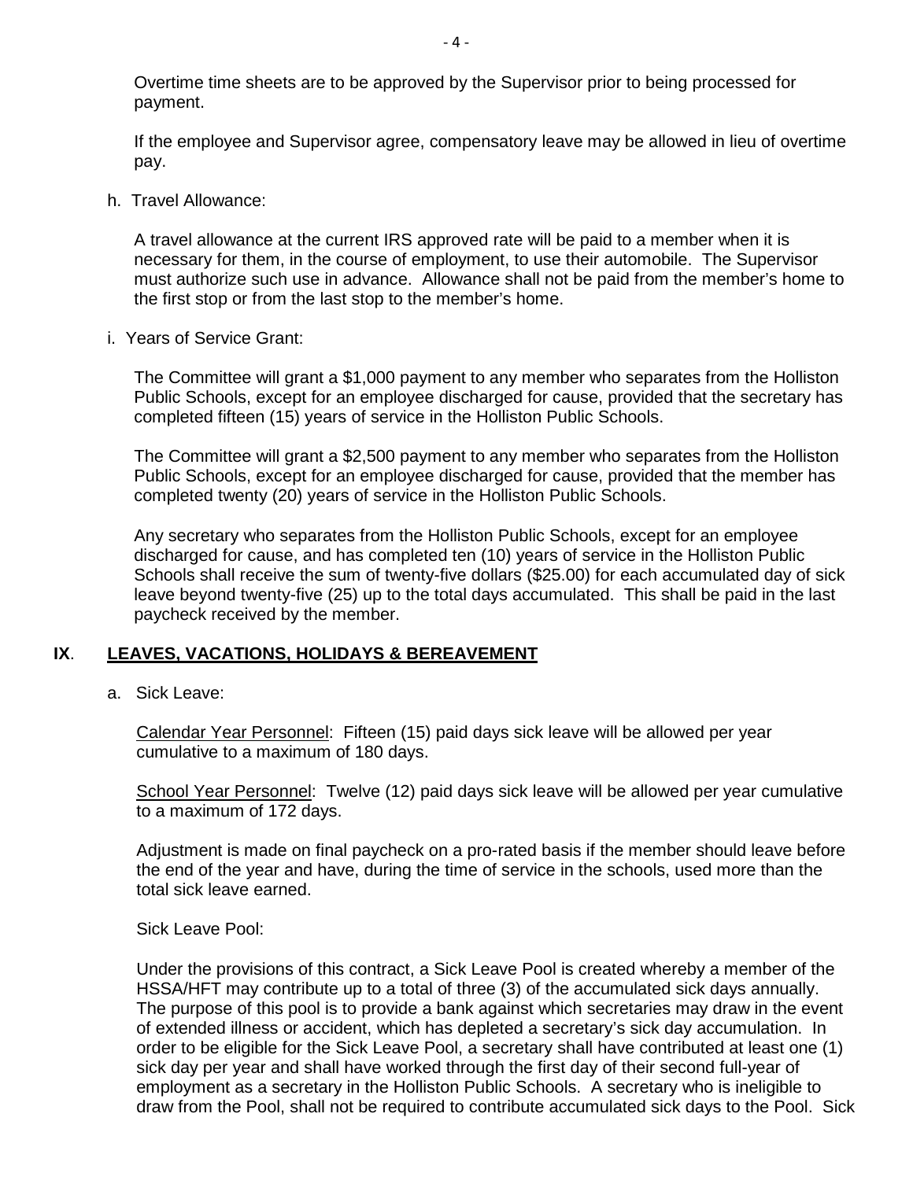Overtime time sheets are to be approved by the Supervisor prior to being processed for payment.

If the employee and Supervisor agree, compensatory leave may be allowed in lieu of overtime pay.

h. Travel Allowance:

A travel allowance at the current IRS approved rate will be paid to a member when it is necessary for them, in the course of employment, to use their automobile. The Supervisor must authorize such use in advance. Allowance shall not be paid from the member's home to the first stop or from the last stop to the member's home.

i. Years of Service Grant:

The Committee will grant a $1,000 payment to any member who separates from the Holliston Public Schools, except for an employee discharged for cause, provided that the secretary has completed fifteen (15) years of service in the Holliston Public Schools.

The Committee will grant a $2,500 payment to any member who separates from the Holliston Public Schools, except for an employee discharged for cause, provided that the member has completed twenty (20) years of service in the Holliston Public Schools.

Any secretary who separates from the Holliston Public Schools, except for an employee discharged for cause, and has completed ten (10) years of service in the Holliston Public Schools shall receive the sum of twenty-five dollars ($25.00) for each accumulated day of sick leave beyond twenty-five (25) up to the total days accumulated. This shall be paid in the last paycheck received by the member.

## IX. <u>LEAVES, VACATIONS, HOLIDAYS & BEREAVEMENT</u>

a. Sick Leave:

<u>Calendar Year Personnel</u>: Fifteen (15) paid days sick leave will be allowed per year cumulative to a maximum of 180 days.

<u>School Year Personnel</u>: Twelve (12) paid days sick leave will be allowed per year cumulative to a maximum of 172 days.

Adjustment is made on final paycheck on a pro-rated basis if the member should leave before the end of the year and have, during the time of service in the schools, used more than the total sick leave earned.

Sick Leave Pool:

Under the provisions of this contract, a Sick Leave Pool is created whereby a member of the HSSA/HFT may contribute up to a total of three (3) of the accumulated sick days annually. The purpose of this pool is to provide a bank against which secretaries may draw in the event of extended illness or accident, which has depleted a secretary's sick day accumulation. In order to be eligible for the Sick Leave Pool, a secretary shall have contributed at least one (1) sick day per year and shall have worked through the first day of their second full-year of employment as a secretary in the Holliston Public Schools. A secretary who is ineligible to draw from the Pool, shall not be required to contribute accumulated sick days to the Pool. Sick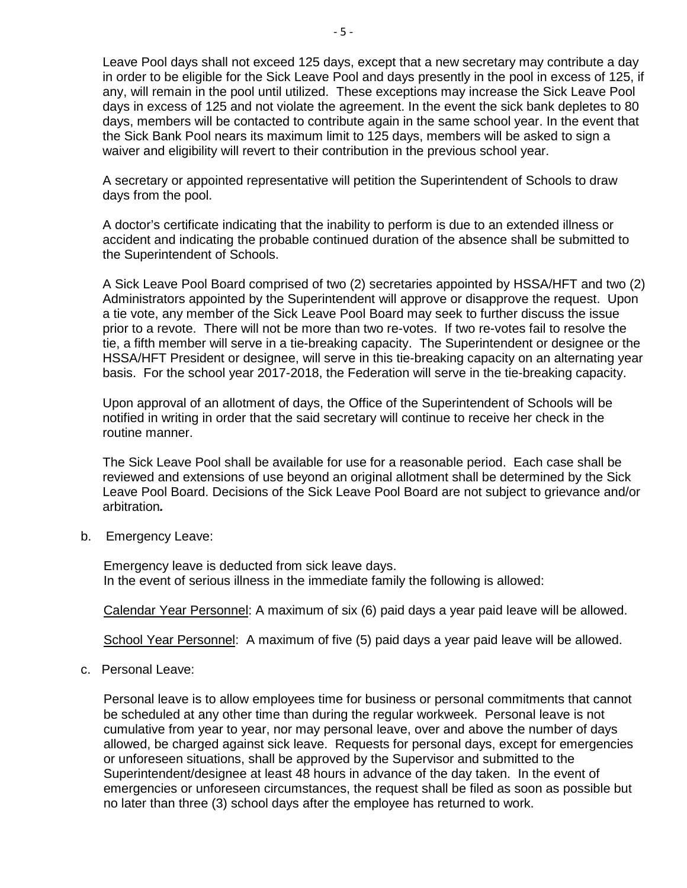Leave Pool days shall not exceed 125 days, except that a new secretary may contribute a day in order to be eligible for the Sick Leave Pool and days presently in the pool in excess of 125, if any, will remain in the pool until utilized. These exceptions may increase the Sick Leave Pool days in excess of 125 and not violate the agreement. In the event the sick bank depletes to 80 days, members will be contacted to contribute again in the same school year. In the event that the Sick Bank Pool nears its maximum limit to 125 days, members will be asked to sign a waiver and eligibility will revert to their contribution in the previous school year.

A secretary or appointed representative will petition the Superintendent of Schools to draw days from the pool.

A doctor's certificate indicating that the inability to perform is due to an extended illness or accident and indicating the probable continued duration of the absence shall be submitted to the Superintendent of Schools.

A Sick Leave Pool Board comprised of two (2) secretaries appointed by HSSA/HFT and two (2) Administrators appointed by the Superintendent will approve or disapprove the request. Upon a tie vote, any member of the Sick Leave Pool Board may seek to further discuss the issue prior to a revote. There will not be more than two re-votes. If two re-votes fail to resolve the tie, a fifth member will serve in a tie-breaking capacity. The Superintendent or designee or the HSSA/HFT President or designee, will serve in this tie-breaking capacity on an alternating year basis. For the school year 2017-2018, the Federation will serve in the tie-breaking capacity.

Upon approval of an allotment of days, the Office of the Superintendent of Schools will be notified in writing in order that the said secretary will continue to receive her check in the routine manner.

The Sick Leave Pool shall be available for use for a reasonable period. Each case shall be reviewed and extensions of use beyond an original allotment shall be determined by the Sick Leave Pool Board. Decisions of the Sick Leave Pool Board are not subject to grievance and/or arbitration.

b. Emergency Leave:

Emergency leave is deducted from sick leave days.
In the event of serious illness in the immediate family the following is allowed:

Calendar Year Personnel: A maximum of six (6) paid days a year paid leave will be allowed.

School Year Personnel: A maximum of five (5) paid days a year paid leave will be allowed.

c. Personal Leave:

Personal leave is to allow employees time for business or personal commitments that cannot be scheduled at any other time than during the regular workweek. Personal leave is not cumulative from year to year, nor may personal leave, over and above the number of days allowed, be charged against sick leave. Requests for personal days, except for emergencies or unforeseen situations, shall be approved by the Supervisor and submitted to the Superintendent/designee at least 48 hours in advance of the day taken. In the event of emergencies or unforeseen circumstances, the request shall be filed as soon as possible but no later than three (3) school days after the employee has returned to work.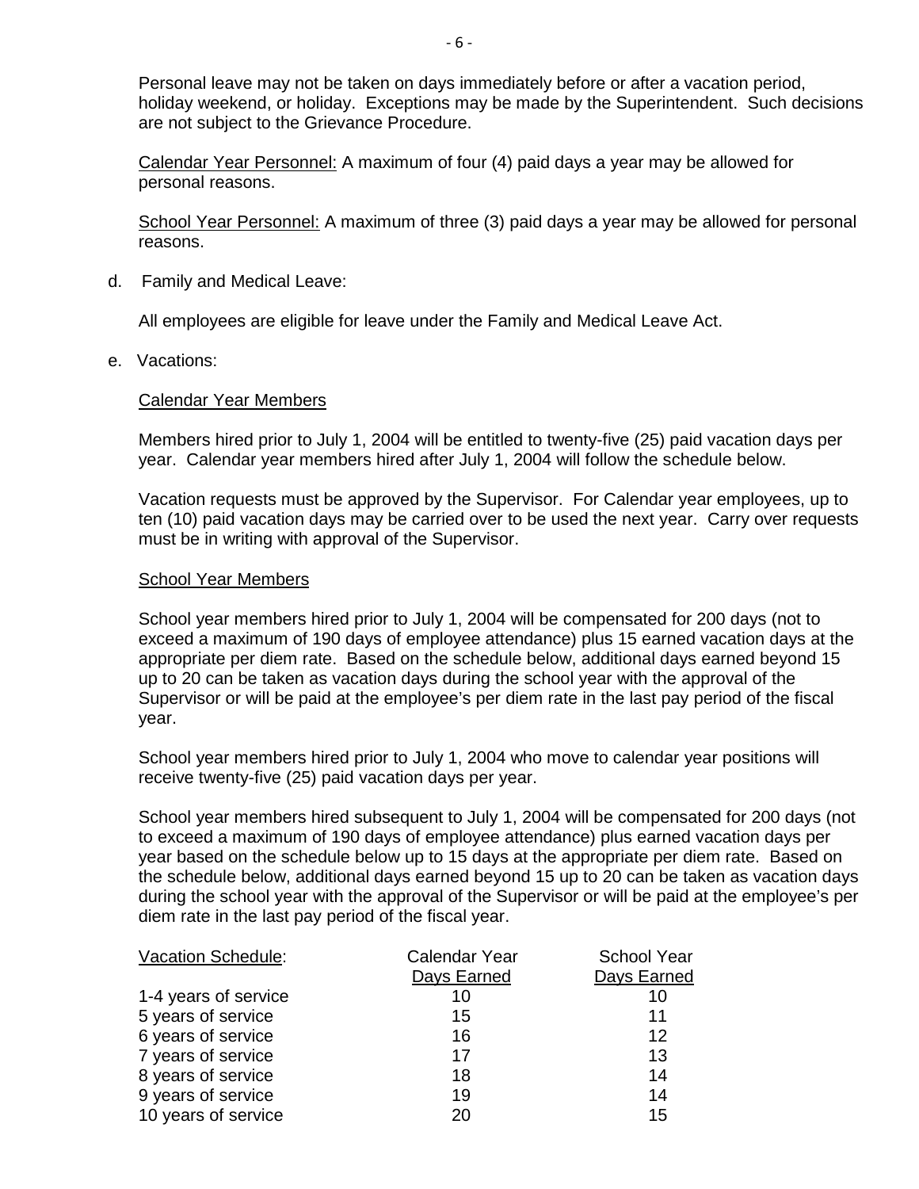Personal leave may not be taken on days immediately before or after a vacation period, holiday weekend, or holiday. Exceptions may be made by the Superintendent. Such decisions are not subject to the Grievance Procedure.

Calendar Year Personnel: A maximum of four (4) paid days a year may be allowed for personal reasons.

School Year Personnel: A maximum of three (3) paid days a year may be allowed for personal reasons.

d. Family and Medical Leave:

All employees are eligible for leave under the Family and Medical Leave Act.

e. Vacations:

Calendar Year Members

Members hired prior to July 1, 2004 will be entitled to twenty-five (25) paid vacation days per year. Calendar year members hired after July 1, 2004 will follow the schedule below.

Vacation requests must be approved by the Supervisor. For Calendar year employees, up to ten (10) paid vacation days may be carried over to be used the next year. Carry over requests must be in writing with approval of the Supervisor.

School Year Members

School year members hired prior to July 1, 2004 will be compensated for 200 days (not to exceed a maximum of 190 days of employee attendance) plus 15 earned vacation days at the appropriate per diem rate. Based on the schedule below, additional days earned beyond 15 up to 20 can be taken as vacation days during the school year with the approval of the Supervisor or will be paid at the employee's per diem rate in the last pay period of the fiscal year.

School year members hired prior to July 1, 2004 who move to calendar year positions will receive twenty-five (25) paid vacation days per year.

School year members hired subsequent to July 1, 2004 will be compensated for 200 days (not to exceed a maximum of 190 days of employee attendance) plus earned vacation days per year based on the schedule below up to 15 days at the appropriate per diem rate. Based on the schedule below, additional days earned beyond 15 up to 20 can be taken as vacation days during the school year with the approval of the Supervisor or will be paid at the employee's per diem rate in the last pay period of the fiscal year.

| Vacation Schedule: | Calendar Year Days Earned | School Year Days Earned |
|---|---|---|
| 1-4 years of service | 10 | 10 |
| 5 years of service | 15 | 11 |
| 6 years of service | 16 | 12 |
| 7 years of service | 17 | 13 |
| 8 years of service | 18 | 14 |
| 9 years of service | 19 | 14 |
| 10 years of service | 20 | 15 |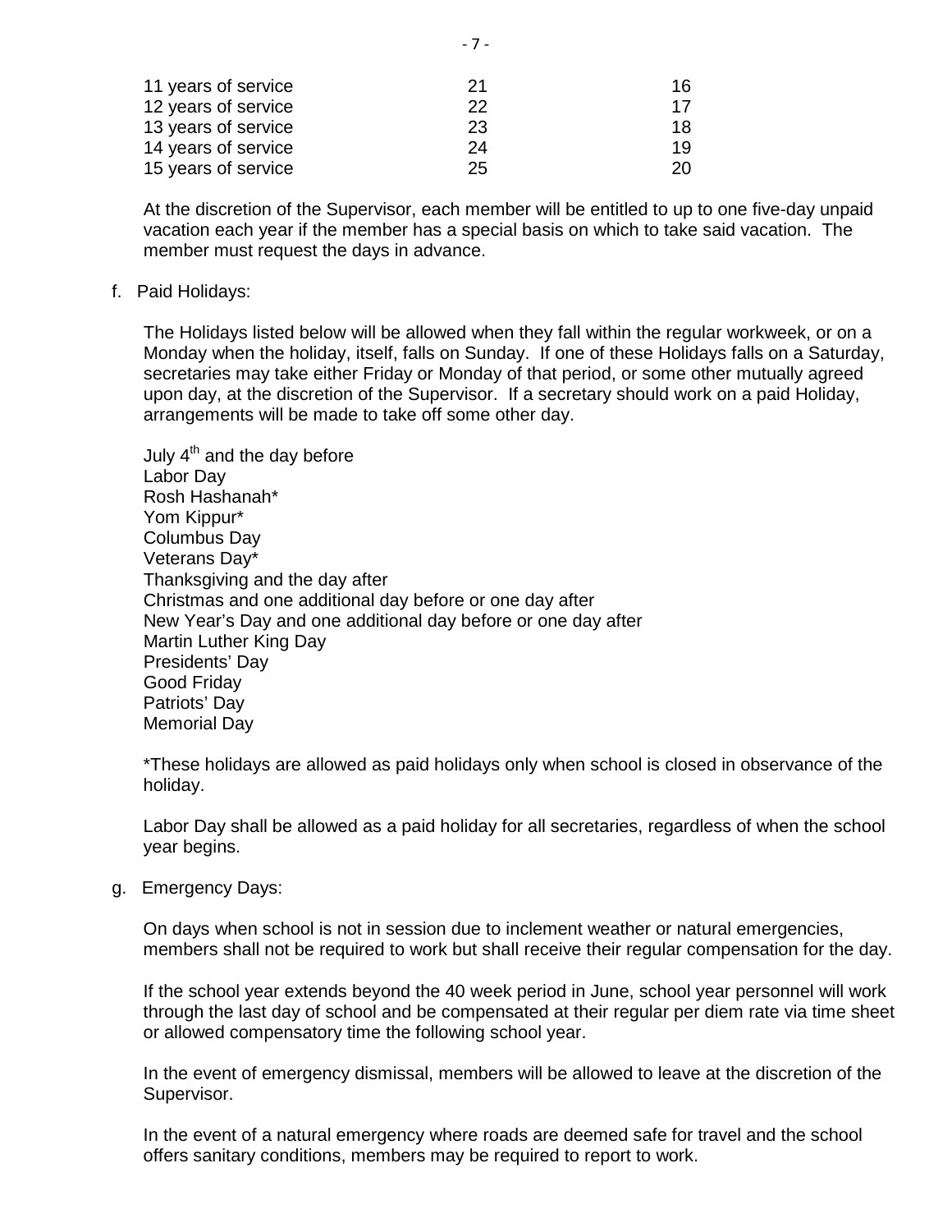| | | |
|---|---|---|
| 11 years of service | 21 | 16 |
| 12 years of service | 22 | 17 |
| 13 years of service | 23 | 18 |
| 14 years of service | 24 | 19 |
| 15 years of service | 25 | 20 |

At the discretion of the Supervisor, each member will be entitled to up to one five-day unpaid vacation each year if the member has a special basis on which to take said vacation. The member must request the days in advance.

f. Paid Holidays:

The Holidays listed below will be allowed when they fall within the regular workweek, or on a Monday when the holiday, itself, falls on Sunday. If one of these Holidays falls on a Saturday, secretaries may take either Friday or Monday of that period, or some other mutually agreed upon day, at the discretion of the Supervisor. If a secretary should work on a paid Holiday, arrangements will be made to take off some other day.

July 4th and the day before
Labor Day
Rosh Hashanah*
Yom Kippur*
Columbus Day
Veterans Day*
Thanksgiving and the day after
Christmas and one additional day before or one day after
New Year's Day and one additional day before or one day after
Martin Luther King Day
Presidents' Day
Good Friday
Patriots' Day
Memorial Day

*These holidays are allowed as paid holidays only when school is closed in observance of the holiday.

Labor Day shall be allowed as a paid holiday for all secretaries, regardless of when the school year begins.

g. Emergency Days:

On days when school is not in session due to inclement weather or natural emergencies, members shall not be required to work but shall receive their regular compensation for the day.

If the school year extends beyond the 40 week period in June, school year personnel will work through the last day of school and be compensated at their regular per diem rate via time sheet or allowed compensatory time the following school year.

In the event of emergency dismissal, members will be allowed to leave at the discretion of the Supervisor.

In the event of a natural emergency where roads are deemed safe for travel and the school offers sanitary conditions, members may be required to report to work.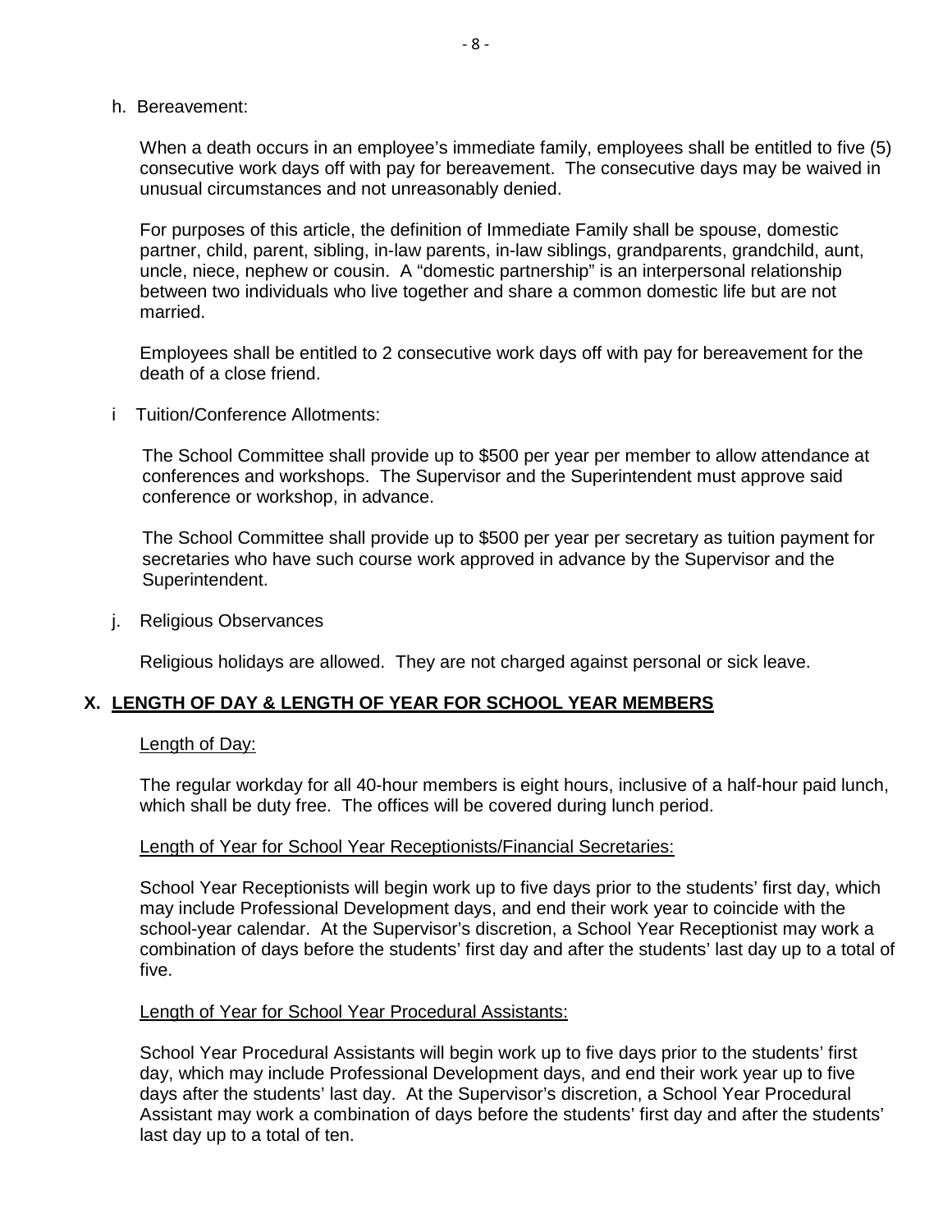h. Bereavement:

When a death occurs in an employee's immediate family, employees shall be entitled to five (5) consecutive work days off with pay for bereavement. The consecutive days may be waived in unusual circumstances and not unreasonably denied.

For purposes of this article, the definition of Immediate Family shall be spouse, domestic partner, child, parent, sibling, in-law parents, in-law siblings, grandparents, grandchild, aunt, uncle, niece, nephew or cousin. A "domestic partnership" is an interpersonal relationship between two individuals who live together and share a common domestic life but are not married.

Employees shall be entitled to 2 consecutive work days off with pay for bereavement for the death of a close friend.

i Tuition/Conference Allotments:

The School Committee shall provide up to $500 per year per member to allow attendance at conferences and workshops. The Supervisor and the Superintendent must approve said conference or workshop, in advance.

The School Committee shall provide up to $500 per year per secretary as tuition payment for secretaries who have such course work approved in advance by the Supervisor and the Superintendent.

j. Religious Observances

Religious holidays are allowed. They are not charged against personal or sick leave.

## X. LENGTH OF DAY & LENGTH OF YEAR FOR SCHOOL YEAR MEMBERS

Length of Day:

The regular workday for all 40-hour members is eight hours, inclusive of a half-hour paid lunch, which shall be duty free. The offices will be covered during lunch period.

Length of Year for School Year Receptionists/Financial Secretaries:

School Year Receptionists will begin work up to five days prior to the students' first day, which may include Professional Development days, and end their work year to coincide with the school-year calendar. At the Supervisor's discretion, a School Year Receptionist may work a combination of days before the students' first day and after the students' last day up to a total of five.

Length of Year for School Year Procedural Assistants:

School Year Procedural Assistants will begin work up to five days prior to the students' first day, which may include Professional Development days, and end their work year up to five days after the students' last day. At the Supervisor's discretion, a School Year Procedural Assistant may work a combination of days before the students' first day and after the students' last day up to a total of ten.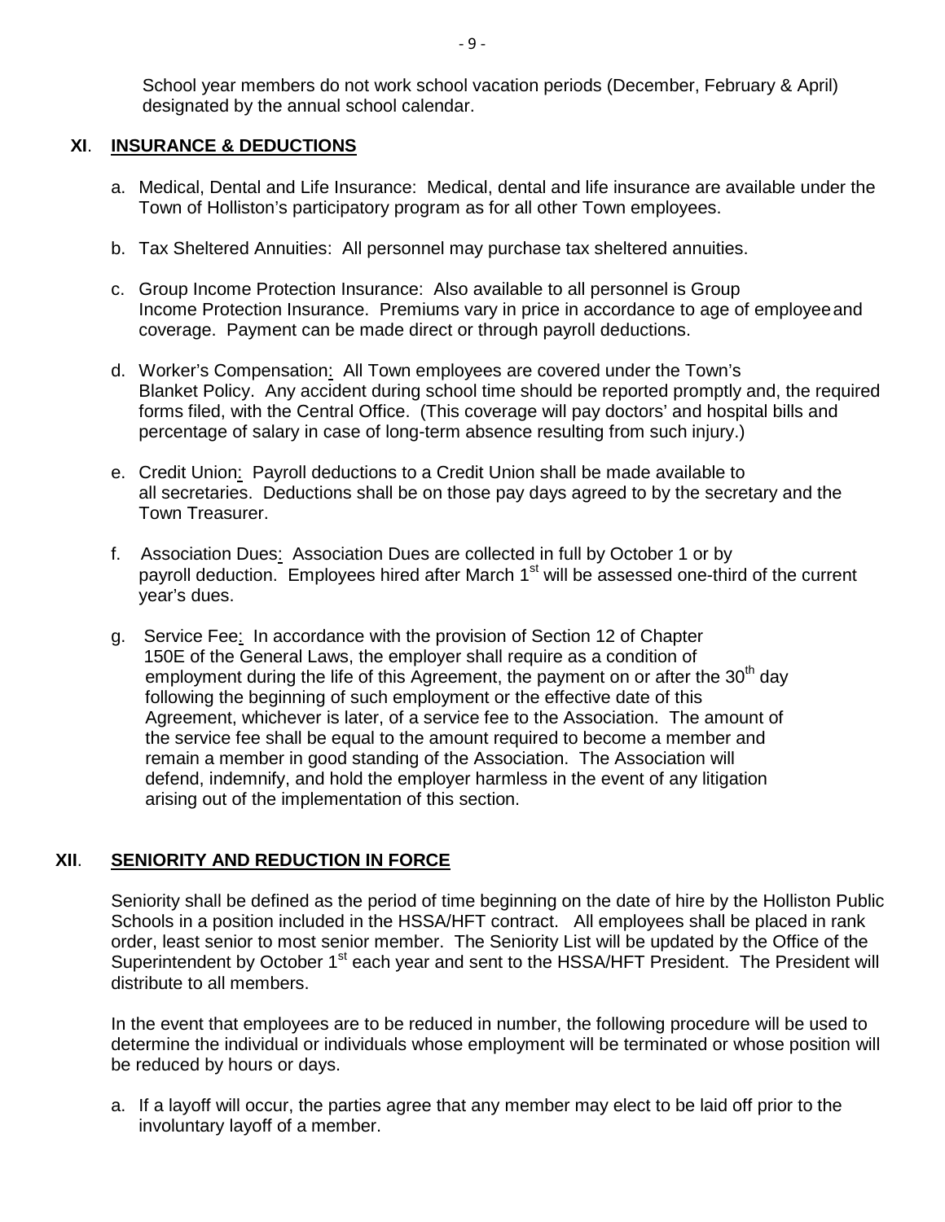School year members do not work school vacation periods (December, February & April) designated by the annual school calendar.

## XI. INSURANCE & DEDUCTIONS

a. Medical, Dental and Life Insurance: Medical, dental and life insurance are available under the Town of Holliston's participatory program as for all other Town employees.

b. Tax Sheltered Annuities: All personnel may purchase tax sheltered annuities.

c. Group Income Protection Insurance: Also available to all personnel is Group Income Protection Insurance. Premiums vary in price in accordance to age of employee and coverage. Payment can be made direct or through payroll deductions.

d. Worker's Compensation: All Town employees are covered under the Town's Blanket Policy. Any accident during school time should be reported promptly and, the required forms filed, with the Central Office. (This coverage will pay doctors' and hospital bills and percentage of salary in case of long-term absence resulting from such injury.)

e. Credit Union: Payroll deductions to a Credit Union shall be made available to all secretaries. Deductions shall be on those pay days agreed to by the secretary and the Town Treasurer.

f. Association Dues: Association Dues are collected in full by October 1 or by payroll deduction. Employees hired after March 1st will be assessed one-third of the current year's dues.

g. Service Fee: In accordance with the provision of Section 12 of Chapter 150E of the General Laws, the employer shall require as a condition of employment during the life of this Agreement, the payment on or after the 30th day following the beginning of such employment or the effective date of this Agreement, whichever is later, of a service fee to the Association. The amount of the service fee shall be equal to the amount required to become a member and remain a member in good standing of the Association. The Association will defend, indemnify, and hold the employer harmless in the event of any litigation arising out of the implementation of this section.

## XII. SENIORITY AND REDUCTION IN FORCE

Seniority shall be defined as the period of time beginning on the date of hire by the Holliston Public Schools in a position included in the HSSA/HFT contract. All employees shall be placed in rank order, least senior to most senior member. The Seniority List will be updated by the Office of the Superintendent by October 1st each year and sent to the HSSA/HFT President. The President will distribute to all members.

In the event that employees are to be reduced in number, the following procedure will be used to determine the individual or individuals whose employment will be terminated or whose position will be reduced by hours or days.

a. If a layoff will occur, the parties agree that any member may elect to be laid off prior to the involuntary layoff of a member.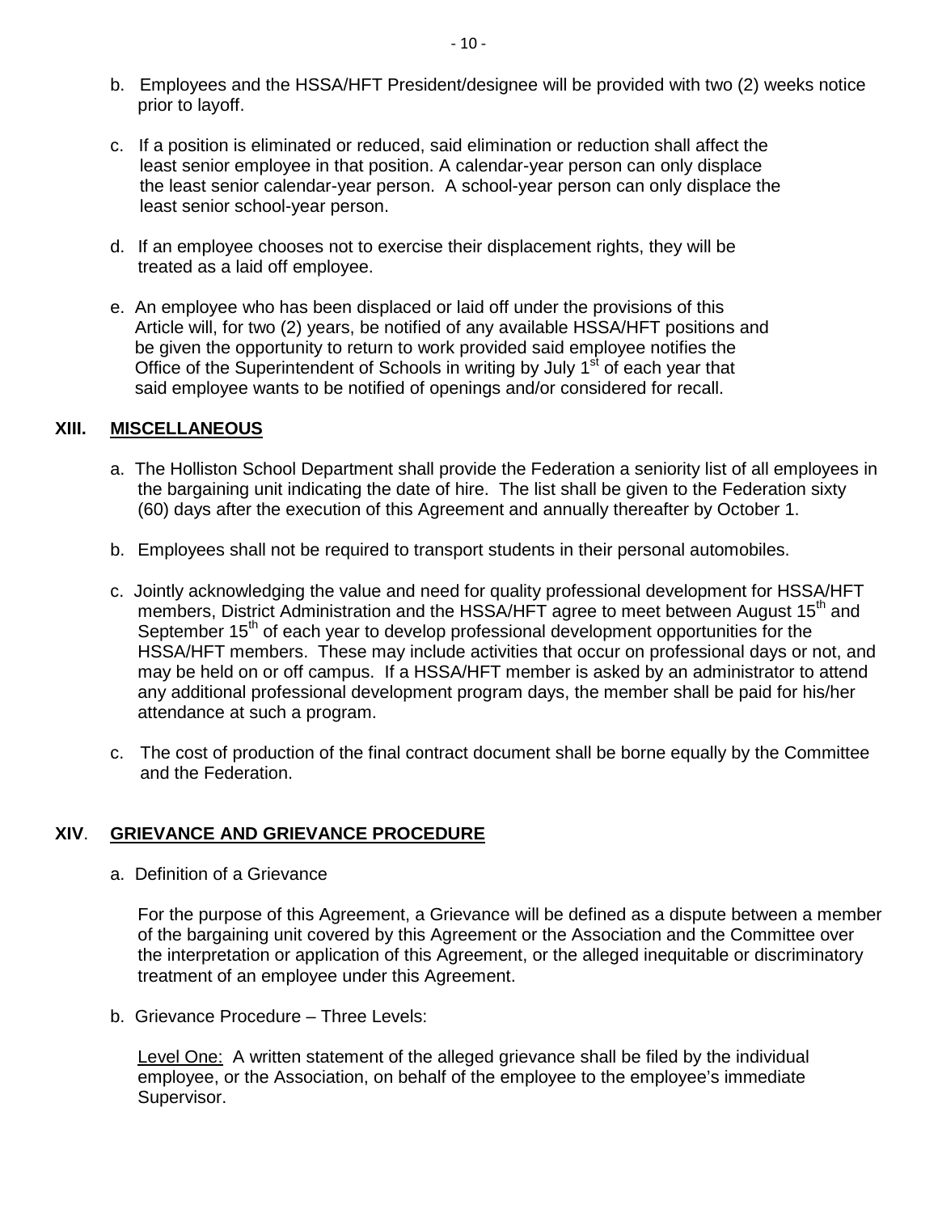b. Employees and the HSSA/HFT President/designee will be provided with two (2) weeks notice prior to layoff.

c. If a position is eliminated or reduced, said elimination or reduction shall affect the least senior employee in that position. A calendar-year person can only displace the least senior calendar-year person. A school-year person can only displace the least senior school-year person.

d. If an employee chooses not to exercise their displacement rights, they will be treated as a laid off employee.

e. An employee who has been displaced or laid off under the provisions of this Article will, for two (2) years, be notified of any available HSSA/HFT positions and be given the opportunity to return to work provided said employee notifies the Office of the Superintendent of Schools in writing by July 1st of each year that said employee wants to be notified of openings and/or considered for recall.

## XIII. MISCELLANEOUS

a. The Holliston School Department shall provide the Federation a seniority list of all employees in the bargaining unit indicating the date of hire. The list shall be given to the Federation sixty (60) days after the execution of this Agreement and annually thereafter by October 1.

b. Employees shall not be required to transport students in their personal automobiles.

c. Jointly acknowledging the value and need for quality professional development for HSSA/HFT members, District Administration and the HSSA/HFT agree to meet between August 15th and September 15th of each year to develop professional development opportunities for the HSSA/HFT members. These may include activities that occur on professional days or not, and may be held on or off campus. If a HSSA/HFT member is asked by an administrator to attend any additional professional development program days, the member shall be paid for his/her attendance at such a program.

c. The cost of production of the final contract document shall be borne equally by the Committee and the Federation.

## XIV. GRIEVANCE AND GRIEVANCE PROCEDURE

a. Definition of a Grievance

For the purpose of this Agreement, a Grievance will be defined as a dispute between a member of the bargaining unit covered by this Agreement or the Association and the Committee over the interpretation or application of this Agreement, or the alleged inequitable or discriminatory treatment of an employee under this Agreement.

b. Grievance Procedure – Three Levels:

Level One: A written statement of the alleged grievance shall be filed by the individual employee, or the Association, on behalf of the employee to the employee's immediate Supervisor.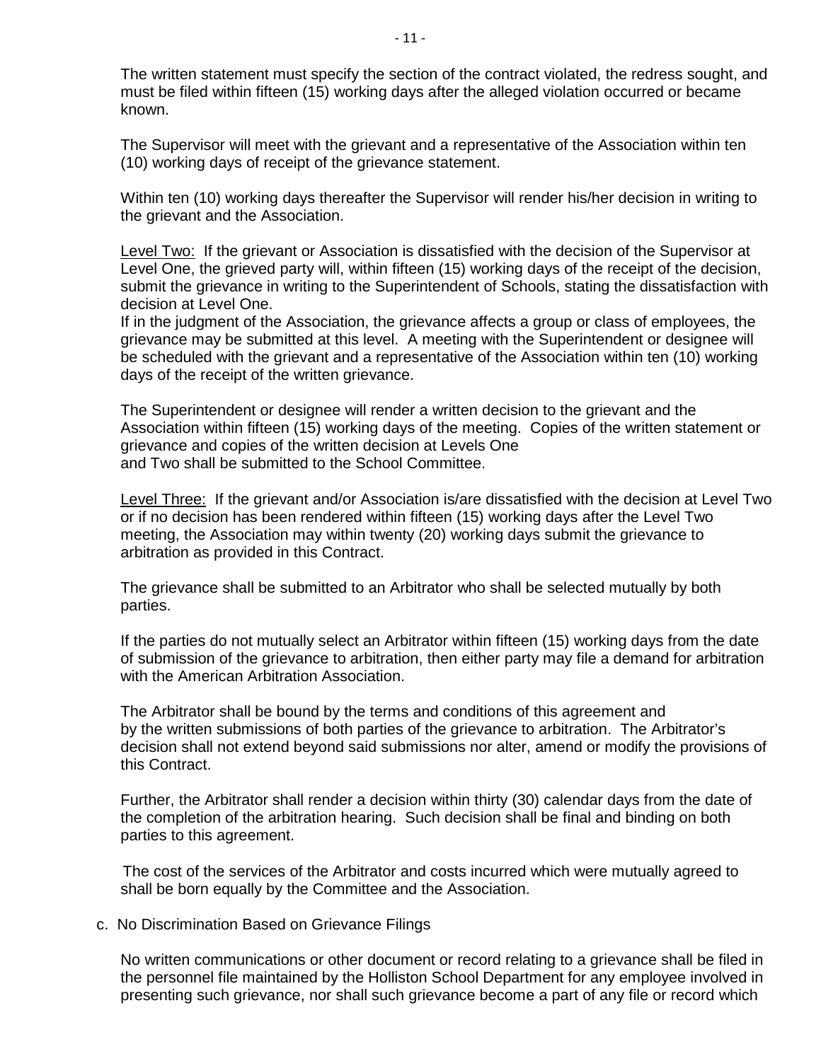The written statement must specify the section of the contract violated, the redress sought, and must be filed within fifteen (15) working days after the alleged violation occurred or became known.

The Supervisor will meet with the grievant and a representative of the Association within ten (10) working days of receipt of the grievance statement.

Within ten (10) working days thereafter the Supervisor will render his/her decision in writing to the grievant and the Association.

Level Two: If the grievant or Association is dissatisfied with the decision of the Supervisor at Level One, the grieved party will, within fifteen (15) working days of the receipt of the decision, submit the grievance in writing to the Superintendent of Schools, stating the dissatisfaction with decision at Level One.
If in the judgment of the Association, the grievance affects a group or class of employees, the grievance may be submitted at this level. A meeting with the Superintendent or designee will be scheduled with the grievant and a representative of the Association within ten (10) working days of the receipt of the written grievance.

The Superintendent or designee will render a written decision to the grievant and the Association within fifteen (15) working days of the meeting. Copies of the written statement or grievance and copies of the written decision at Levels One and Two shall be submitted to the School Committee.

Level Three: If the grievant and/or Association is/are dissatisfied with the decision at Level Two or if no decision has been rendered within fifteen (15) working days after the Level Two meeting, the Association may within twenty (20) working days submit the grievance to arbitration as provided in this Contract.

The grievance shall be submitted to an Arbitrator who shall be selected mutually by both parties.

If the parties do not mutually select an Arbitrator within fifteen (15) working days from the date of submission of the grievance to arbitration, then either party may file a demand for arbitration with the American Arbitration Association.

The Arbitrator shall be bound by the terms and conditions of this agreement and by the written submissions of both parties of the grievance to arbitration. The Arbitrator's decision shall not extend beyond said submissions nor alter, amend or modify the provisions of this Contract.

Further, the Arbitrator shall render a decision within thirty (30) calendar days from the date of the completion of the arbitration hearing. Such decision shall be final and binding on both parties to this agreement.

The cost of the services of the Arbitrator and costs incurred which were mutually agreed to shall be born equally by the Committee and the Association.

c. No Discrimination Based on Grievance Filings

No written communications or other document or record relating to a grievance shall be filed in the personnel file maintained by the Holliston School Department for any employee involved in presenting such grievance, nor shall such grievance become a part of any file or record which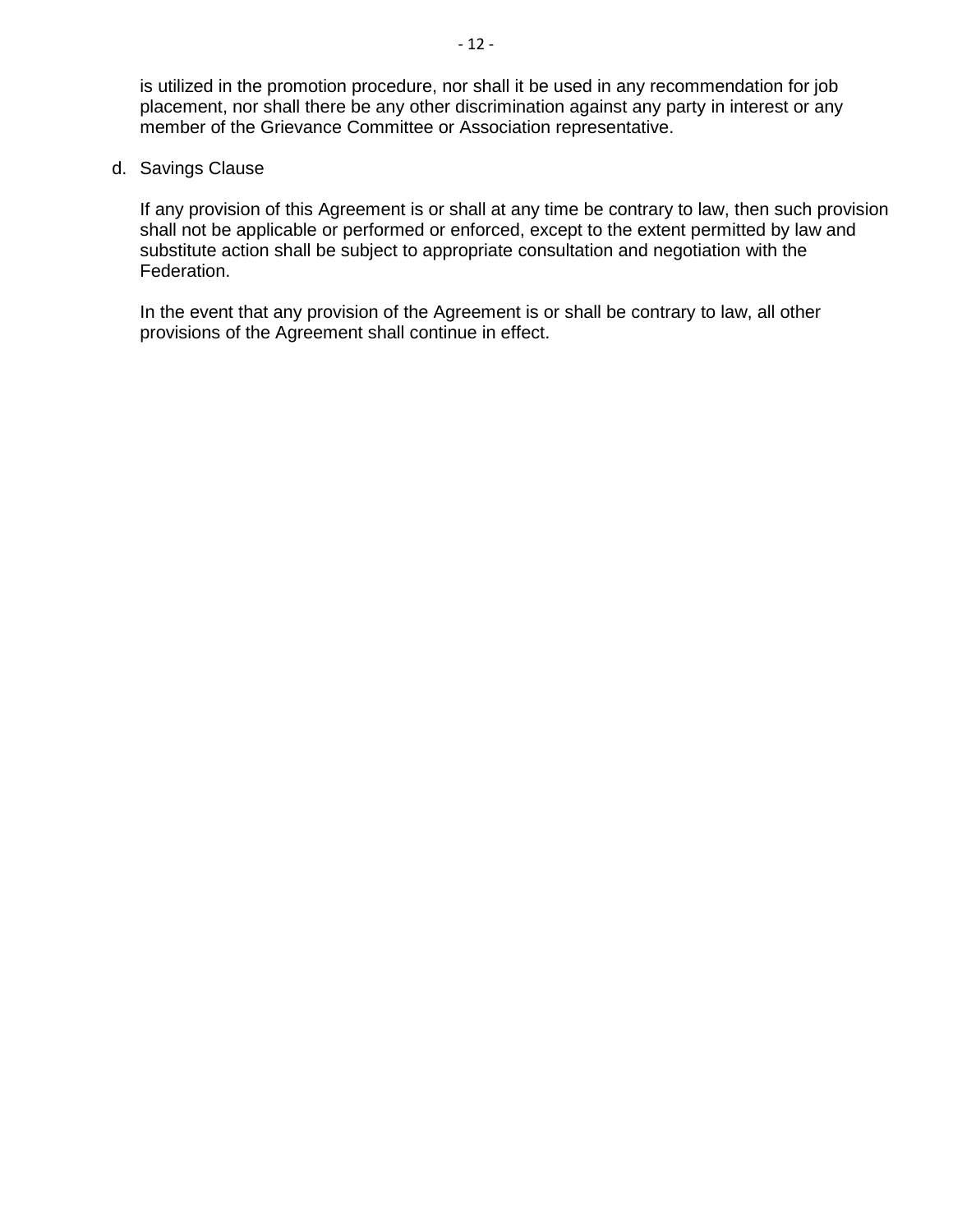is utilized in the promotion procedure, nor shall it be used in any recommendation for job placement, nor shall there be any other discrimination against any party in interest or any member of the Grievance Committee or Association representative.

d. Savings Clause

   If any provision of this Agreement is or shall at any time be contrary to law, then such provision shall not be applicable or performed or enforced, except to the extent permitted by law and substitute action shall be subject to appropriate consultation and negotiation with the Federation.

   In the event that any provision of the Agreement is or shall be contrary to law, all other provisions of the Agreement shall continue in effect.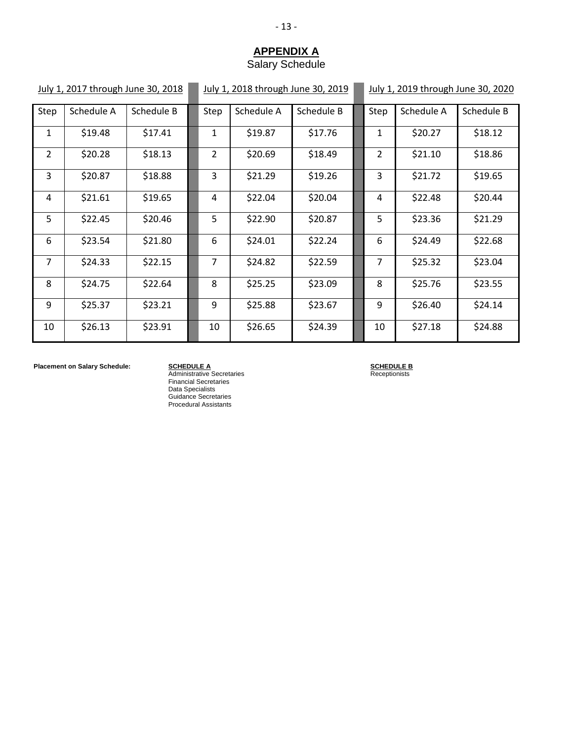# APPENDIX A

Salary Schedule

| July 1, 2017 through June 30, 2018 | | | July 1, 2018 through June 30, 2019 | | | July 1, 2019 through June 30, 2020 | | |
|---|---|---|---|---|---|---|---|---|
| Step | Schedule A | Schedule B | Step | Schedule A | Schedule B | Step | Schedule A | Schedule B |
| 1 | $19.48 | $17.41 | 1 | $19.87 | $17.76 | 1 | $20.27 | $18.12 |
| 2 | $20.28 | $18.13 | 2 | $20.69 | $18.49 | 2 | $21.10 | $18.86 |
| 3 | $20.87 | $18.88 | 3 | $21.29 | $19.26 | 3 | $21.72 | $19.65 |
| 4 | $21.61 | $19.65 | 4 | $22.04 | $20.04 | 4 | $22.48 | $20.44 |
| 5 | $22.45 | $20.46 | 5 | $22.90 | $20.87 | 5 | $23.36 | $21.29 |
| 6 | $23.54 | $21.80 | 6 | $24.01 | $22.24 | 6 | $24.49 | $22.68 |
| 7 | $24.33 | $22.15 | 7 | $24.82 | $22.59 | 7 | $25.32 | $23.04 |
| 8 | $24.75 | $22.64 | 8 | $25.25 | $23.09 | 8 | $25.76 | $23.55 |
| 9 | $25.37 | $23.21 | 9 | $25.88 | $23.67 | 9 | $26.40 | $24.14 |
| 10 | $26.13 | $23.91 | 10 | $26.65 | $24.39 | 10 | $27.18 | $24.88 |

**Placement on Salary Schedule:**

**SCHEDULE A**
- Administrative Secretaries
- Financial Secretaries
- Data Specialists
- Guidance Secretaries
- Procedural Assistants

**SCHEDULE B**
- Receptionists